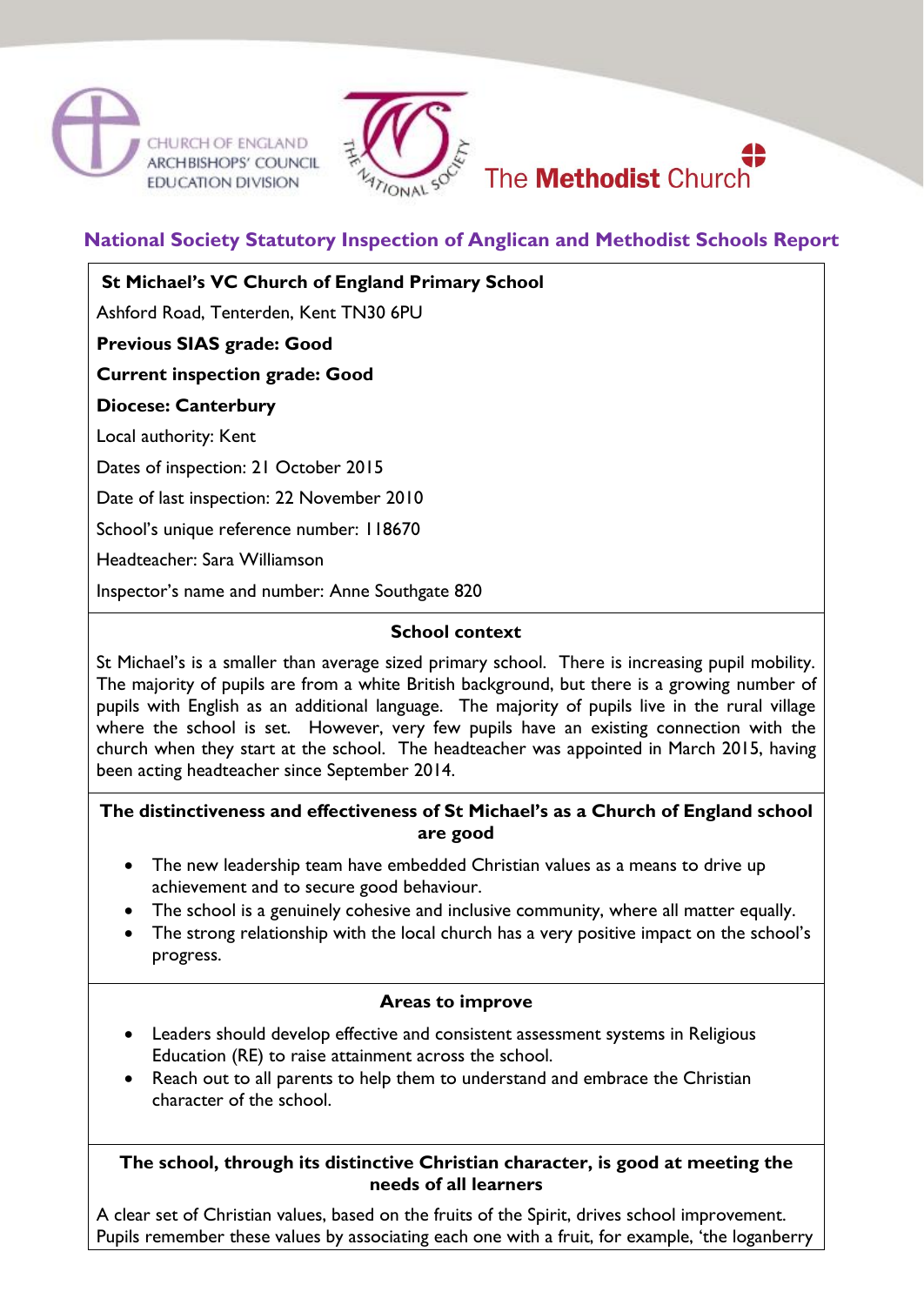CHURCH OF ENGLAND ARCHBISHOPS' COUNCIL EDUCATION DIVISION

THE NATIONAL SOCIETY

The **Methodist** Church

## National Society Statutory Inspection of Anglican and Methodist Schools Report

**St Michael's VC Church of England Primary School**

Ashford Road, Tenterden, Kent TN30 6PU

**Previous SIAS grade: Good**

**Current inspection grade: Good**

**Diocese: Canterbury**

Local authority: Kent

Dates of inspection: 21 October 2015

Date of last inspection: 22 November 2010

School's unique reference number: 118670

Headteacher: Sara Williamson

Inspector's name and number: Anne Southgate 820

### School context

St Michael's is a smaller than average sized primary school. There is increasing pupil mobility. The majority of pupils are from a white British background, but there is a growing number of pupils with English as an additional language. The majority of pupils live in the rural village where the school is set. However, very few pupils have an existing connection with the church when they start at the school. The headteacher was appointed in March 2015, having been acting headteacher since September 2014.

### The distinctiveness and effectiveness of St Michael's as a Church of England school are good

- The new leadership team have embedded Christian values as a means to drive up achievement and to secure good behaviour.
- The school is a genuinely cohesive and inclusive community, where all matter equally.
- The strong relationship with the local church has a very positive impact on the school's progress.

### Areas to improve

- Leaders should develop effective and consistent assessment systems in Religious Education (RE) to raise attainment across the school.
- Reach out to all parents to help them to understand and embrace the Christian character of the school.

### The school, through its distinctive Christian character, is good at meeting the needs of all learners

A clear set of Christian values, based on the fruits of the Spirit, drives school improvement. Pupils remember these values by associating each one with a fruit, for example, 'the loganberry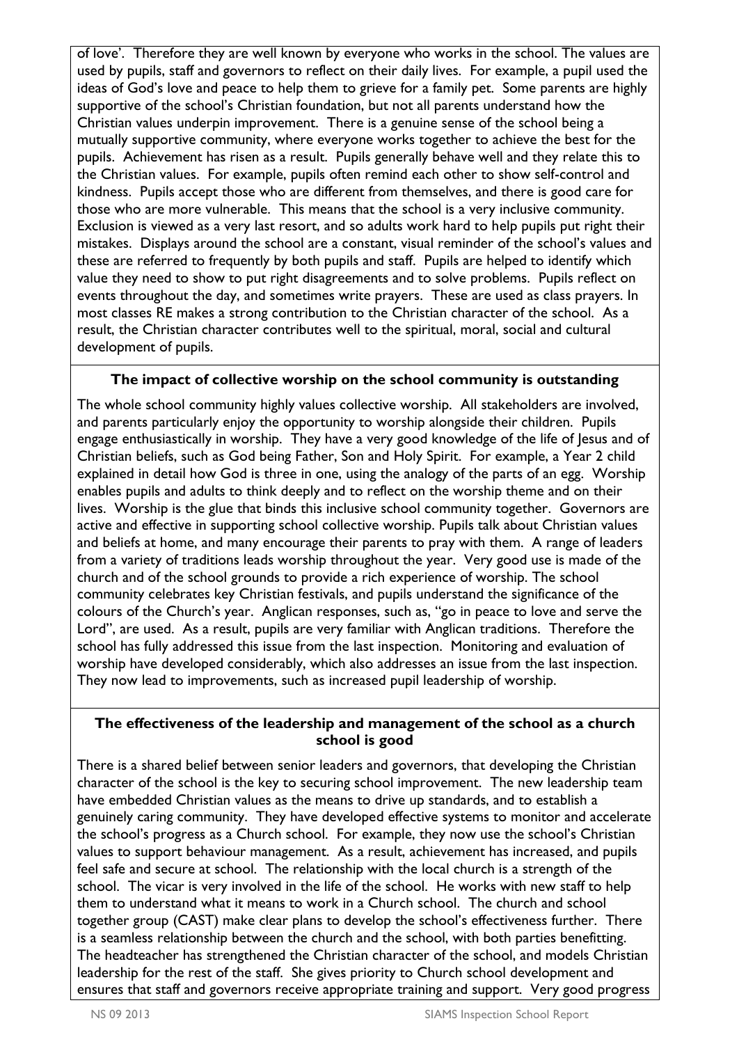of love'. Therefore they are well known by everyone who works in the school. The values are used by pupils, staff and governors to reflect on their daily lives. For example, a pupil used the ideas of God's love and peace to help them to grieve for a family pet. Some parents are highly supportive of the school's Christian foundation, but not all parents understand how the Christian values underpin improvement. There is a genuine sense of the school being a mutually supportive community, where everyone works together to achieve the best for the pupils. Achievement has risen as a result. Pupils generally behave well and they relate this to the Christian values. For example, pupils often remind each other to show self-control and kindness. Pupils accept those who are different from themselves, and there is good care for those who are more vulnerable. This means that the school is a very inclusive community. Exclusion is viewed as a very last resort, and so adults work hard to help pupils put right their mistakes. Displays around the school are a constant, visual reminder of the school's values and these are referred to frequently by both pupils and staff. Pupils are helped to identify which value they need to show to put right disagreements and to solve problems. Pupils reflect on events throughout the day, and sometimes write prayers. These are used as class prayers. In most classes RE makes a strong contribution to the Christian character of the school. As a result, the Christian character contributes well to the spiritual, moral, social and cultural development of pupils.

**The impact of collective worship on the school community is outstanding**

The whole school community highly values collective worship. All stakeholders are involved, and parents particularly enjoy the opportunity to worship alongside their children. Pupils engage enthusiastically in worship. They have a very good knowledge of the life of Jesus and of Christian beliefs, such as God being Father, Son and Holy Spirit. For example, a Year 2 child explained in detail how God is three in one, using the analogy of the parts of an egg. Worship enables pupils and adults to think deeply and to reflect on the worship theme and on their lives. Worship is the glue that binds this inclusive school community together. Governors are active and effective in supporting school collective worship. Pupils talk about Christian values and beliefs at home, and many encourage their parents to pray with them. A range of leaders from a variety of traditions leads worship throughout the year. Very good use is made of the church and of the school grounds to provide a rich experience of worship. The school community celebrates key Christian festivals, and pupils understand the significance of the colours of the Church's year. Anglican responses, such as, "go in peace to love and serve the Lord", are used. As a result, pupils are very familiar with Anglican traditions. Therefore the school has fully addressed this issue from the last inspection. Monitoring and evaluation of worship have developed considerably, which also addresses an issue from the last inspection. They now lead to improvements, such as increased pupil leadership of worship.

**The effectiveness of the leadership and management of the school as a church school is good**

There is a shared belief between senior leaders and governors, that developing the Christian character of the school is the key to securing school improvement. The new leadership team have embedded Christian values as the means to drive up standards, and to establish a genuinely caring community. They have developed effective systems to monitor and accelerate the school's progress as a Church school. For example, they now use the school's Christian values to support behaviour management. As a result, achievement has increased, and pupils feel safe and secure at school. The relationship with the local church is a strength of the school. The vicar is very involved in the life of the school. He works with new staff to help them to understand what it means to work in a Church school. The church and school together group (CAST) make clear plans to develop the school's effectiveness further. There is a seamless relationship between the church and the school, with both parties benefitting. The headteacher has strengthened the Christian character of the school, and models Christian leadership for the rest of the staff. She gives priority to Church school development and ensures that staff and governors receive appropriate training and support. Very good progress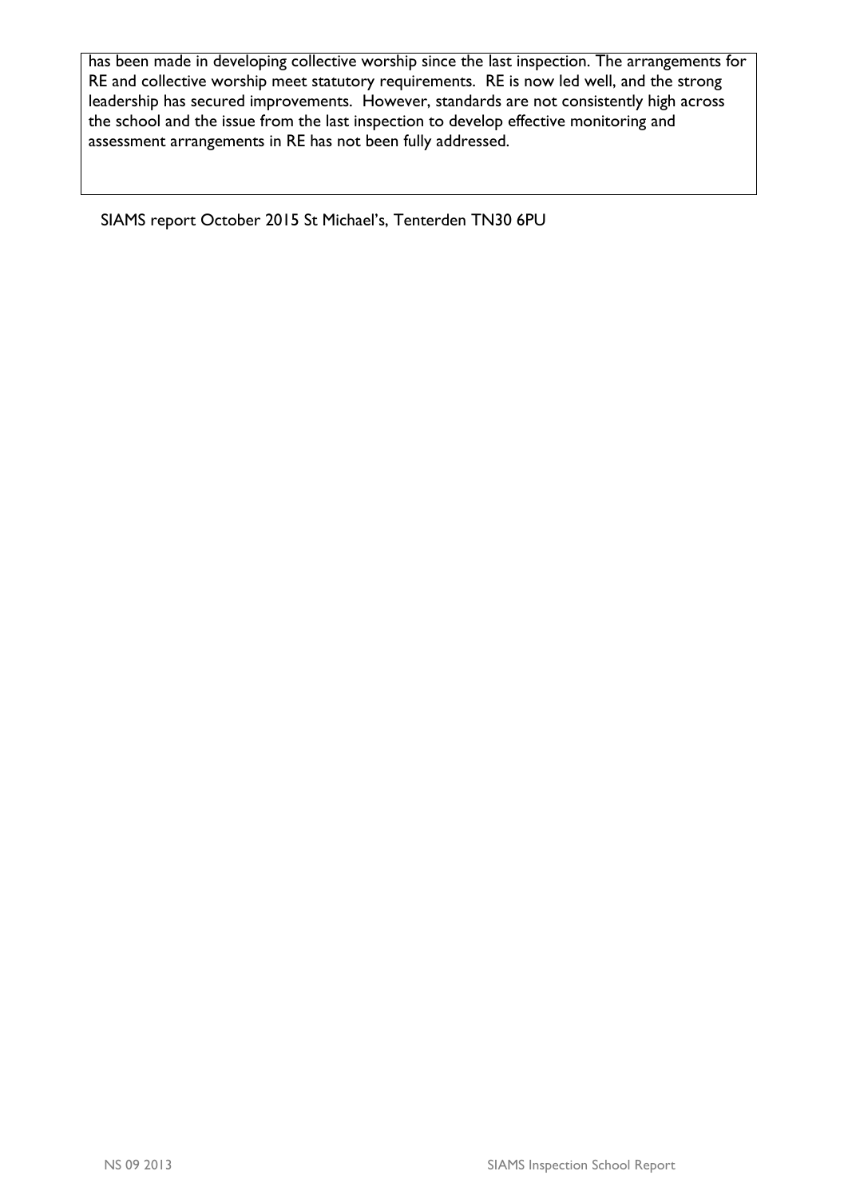has been made in developing collective worship since the last inspection. The arrangements for RE and collective worship meet statutory requirements. RE is now led well, and the strong leadership has secured improvements. However, standards are not consistently high across the school and the issue from the last inspection to develop effective monitoring and assessment arrangements in RE has not been fully addressed.

SIAMS report October 2015 St Michael's, Tenterden TN30 6PU